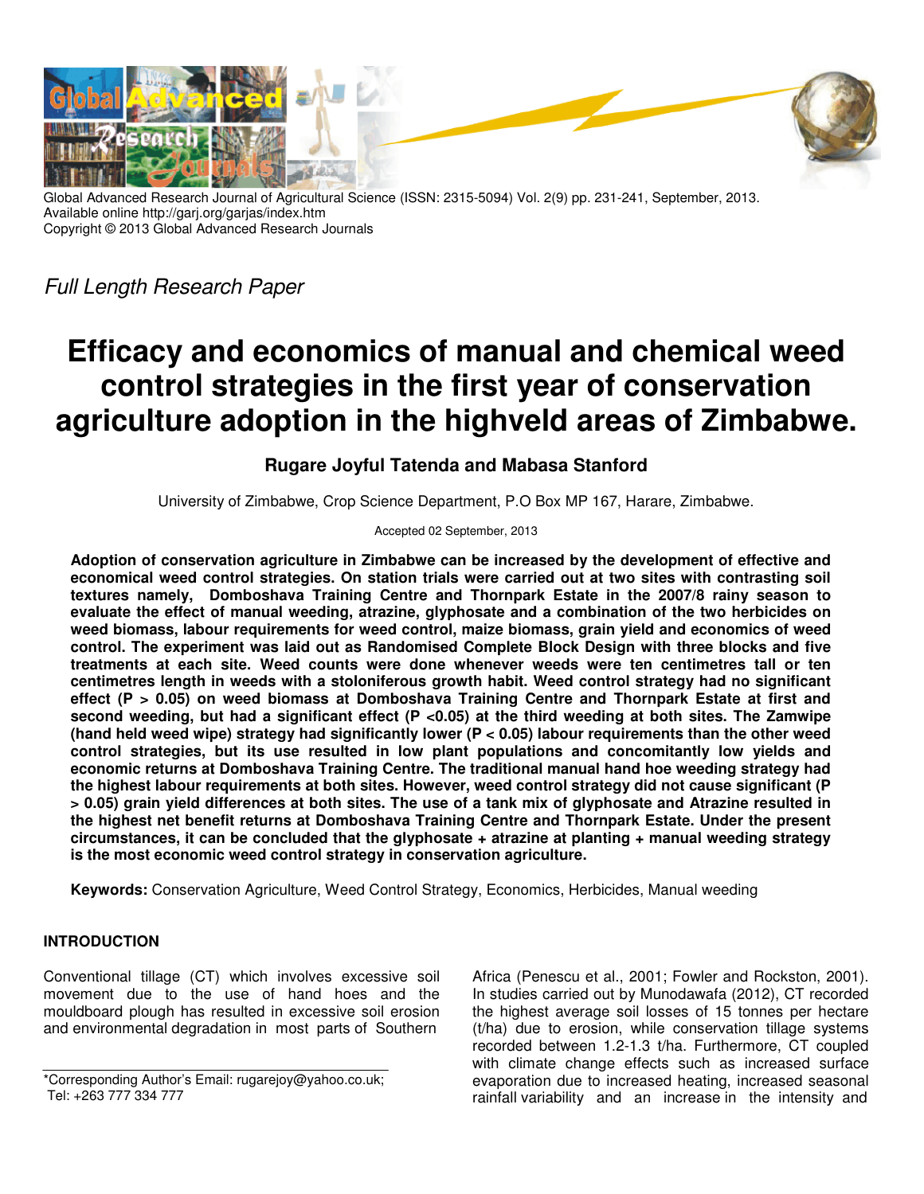Global Advanced Research Journal of Agricultural Science (ISSN: 2315-5094) Vol. 2(9) pp. 231-241, September, 2013.
Available online http://garj.org/garjas/index.htm
Copyright © 2013 Global Advanced Research Journals

*Full Length Research Paper*

# Efficacy and economics of manual and chemical weed control strategies in the first year of conservation agriculture adoption in the highveld areas of Zimbabwe.

**Rugare Joyful Tatenda and Mabasa Stanford**

University of Zimbabwe, Crop Science Department, P.O Box MP 167, Harare, Zimbabwe.

Accepted 02 September, 2013

**Adoption of conservation agriculture in Zimbabwe can be increased by the development of effective and economical weed control strategies. On station trials were carried out at two sites with contrasting soil textures namely, Domboshava Training Centre and Thornpark Estate in the 2007/8 rainy season to evaluate the effect of manual weeding, atrazine, glyphosate and a combination of the two herbicides on weed biomass, labour requirements for weed control, maize biomass, grain yield and economics of weed control. The experiment was laid out as Randomised Complete Block Design with three blocks and five treatments at each site. Weed counts were done whenever weeds were ten centimetres tall or ten centimetres length in weeds with a stoloniferous growth habit. Weed control strategy had no significant effect ($P > 0.05$) on weed biomass at Domboshava Training Centre and Thornpark Estate at first and second weeding, but had a significant effect ($P < 0.05$) at the third weeding at both sites. The Zamwipe (hand held weed wipe) strategy had significantly lower ($P < 0.05$) labour requirements than the other weed control strategies, but its use resulted in low plant populations and concomitantly low yields and economic returns at Domboshava Training Centre. The traditional manual hand hoe weeding strategy had the highest labour requirements at both sites. However, weed control strategy did not cause significant ($P > 0.05$) grain yield differences at both sites. The use of a tank mix of glyphosate and Atrazine resulted in the highest net benefit returns at Domboshava Training Centre and Thornpark Estate. Under the present circumstances, it can be concluded that the glyphosate + atrazine at planting + manual weeding strategy is the most economic weed control strategy in conservation agriculture.**

**Keywords:** Conservation Agriculture, Weed Control Strategy, Economics, Herbicides, Manual weeding

## INTRODUCTION

Conventional tillage (CT) which involves excessive soil movement due to the use of hand hoes and the mouldboard plough has resulted in excessive soil erosion and environmental degradation in most parts of Southern Africa (Penescu et al., 2001; Fowler and Rockston, 2001). In studies carried out by Munodawafa (2012), CT recorded the highest average soil losses of 15 tonnes per hectare (t/ha) due to erosion, while conservation tillage systems recorded between 1.2-1.3 t/ha. Furthermore, CT coupled with climate change effects such as increased surface evaporation due to increased heating, increased seasonal rainfall variability and an increase in the intensity and

*Corresponding Author's Email: rugarejoy@yahoo.co.uk; Tel: +263 777 334 777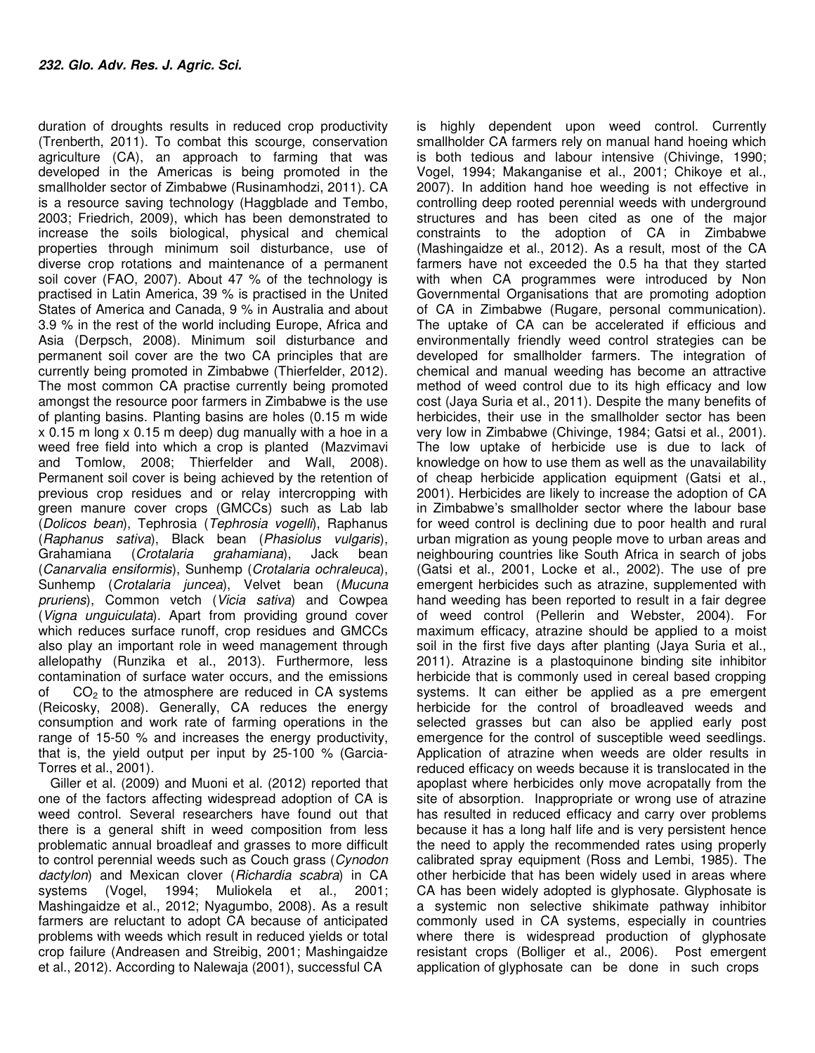duration of droughts results in reduced crop productivity (Trenberth, 2011). To combat this scourge, conservation agriculture (CA), an approach to farming that was developed in the Americas is being promoted in the smallholder sector of Zimbabwe (Rusinamhodzi, 2011). CA is a resource saving technology (Haggblade and Tembo, 2003; Friedrich, 2009), which has been demonstrated to increase the soils biological, physical and chemical properties through minimum soil disturbance, use of diverse crop rotations and maintenance of a permanent soil cover (FAO, 2007). About 47 % of the technology is practised in Latin America, 39 % is practised in the United States of America and Canada, 9 % in Australia and about 3.9 % in the rest of the world including Europe, Africa and Asia (Derpsch, 2008). Minimum soil disturbance and permanent soil cover are the two CA principles that are currently being promoted in Zimbabwe (Thierfelder, 2012). The most common CA practise currently being promoted amongst the resource poor farmers in Zimbabwe is the use of planting basins. Planting basins are holes (0.15 m wide x 0.15 m long x 0.15 m deep) dug manually with a hoe in a weed free field into which a crop is planted (Mazvimavi and Tomlow, 2008; Thierfelder and Wall, 2008). Permanent soil cover is being achieved by the retention of previous crop residues and or relay intercropping with green manure cover crops (GMCCs) such as Lab lab (*Dolicos bean*), Tephrosia (*Tephrosia vogelli*), Raphanus (*Raphanus sativa*), Black bean (*Phasiolus vulgaris*), Grahamiana (*Crotalaria grahamiana*), Jack bean (*Canarvalia ensiformis*), Sunhemp (*Crotalaria ochraleuca*), Sunhemp (*Crotalaria juncea*), Velvet bean (*Mucuna pruriens*), Common vetch (*Vicia sativa*) and Cowpea (*Vigna unguiculata*). Apart from providing ground cover which reduces surface runoff, crop residues and GMCCs also play an important role in weed management through allelopathy (Runzika et al., 2013). Furthermore, less contamination of surface water occurs, and the emissions of $CO_2$ to the atmosphere are reduced in CA systems (Reicosky, 2008). Generally, CA reduces the energy consumption and work rate of farming operations in the range of 15-50 % and increases the energy productivity, that is, the yield output per input by 25-100 % (Garcia-Torres et al., 2001).

Giller et al. (2009) and Muoni et al. (2012) reported that one of the factors affecting widespread adoption of CA is weed control. Several researchers have found out that there is a general shift in weed composition from less problematic annual broadleaf and grasses to more difficult to control perennial weeds such as Couch grass (*Cynodon dactylon*) and Mexican clover (*Richardia scabra*) in CA systems (Vogel, 1994; Muliokela et al., 2001; Mashingaidze et al., 2012; Nyagumbo, 2008). As a result farmers are reluctant to adopt CA because of anticipated problems with weeds which result in reduced yields or total crop failure (Andreasen and Streibig, 2001; Mashingaidze et al., 2012). According to Nalewaja (2001), successful CA is highly dependent upon weed control. Currently smallholder CA farmers rely on manual hand hoeing which is both tedious and labour intensive (Chivinge, 1990; Vogel, 1994; Makanganise et al., 2001; Chikoye et al., 2007). In addition hand hoe weeding is not effective in controlling deep rooted perennial weeds with underground structures and has been cited as one of the major constraints to the adoption of CA in Zimbabwe (Mashingaidze et al., 2012). As a result, most of the CA farmers have not exceeded the 0.5 ha that they started with when CA programmes were introduced by Non Governmental Organisations that are promoting adoption of CA in Zimbabwe (Rugare, personal communication). The uptake of CA can be accelerated if efficious and environmentally friendly weed control strategies can be developed for smallholder farmers. The integration of chemical and manual weeding has become an attractive method of weed control due to its high efficacy and low cost (Jaya Suria et al., 2011). Despite the many benefits of herbicides, their use in the smallholder sector has been very low in Zimbabwe (Chivinge, 1984; Gatsi et al., 2001). The low uptake of herbicide use is due to lack of knowledge on how to use them as well as the unavailability of cheap herbicide application equipment (Gatsi et al., 2001). Herbicides are likely to increase the adoption of CA in Zimbabwe's smallholder sector where the labour base for weed control is declining due to poor health and rural urban migration as young people move to urban areas and neighbouring countries like South Africa in search of jobs (Gatsi et al., 2001, Locke et al., 2002). The use of pre emergent herbicides such as atrazine, supplemented with hand weeding has been reported to result in a fair degree of weed control (Pellerin and Webster, 2004). For maximum efficacy, atrazine should be applied to a moist soil in the first five days after planting (Jaya Suria et al., 2011). Atrazine is a plastoquinone binding site inhibitor herbicide that is commonly used in cereal based cropping systems. It can either be applied as a pre emergent herbicide for the control of broadleaved weeds and selected grasses but can also be applied early post emergence for the control of susceptible weed seedlings. Application of atrazine when weeds are older results in reduced efficacy on weeds because it is translocated in the apoplast where herbicides only move acropatally from the site of absorption. Inappropriate or wrong use of atrazine has resulted in reduced efficacy and carry over problems because it has a long half life and is very persistent hence the need to apply the recommended rates using properly calibrated spray equipment (Ross and Lembi, 1985). The other herbicide that has been widely used in areas where CA has been widely adopted is glyphosate. Glyphosate is a systemic non selective shikimate pathway inhibitor commonly used in CA systems, especially in countries where there is widespread production of glyphosate resistant crops (Bolliger et al., 2006). Post emergent application of glyphosate can be done in such crops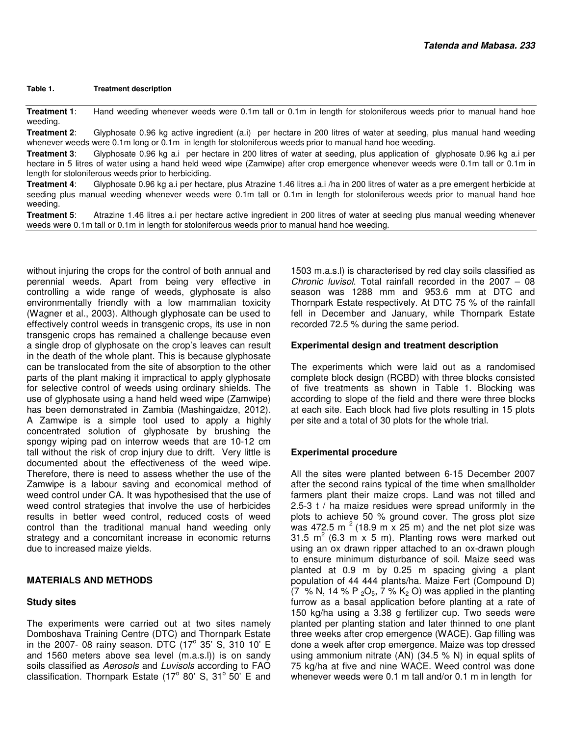**Table 1.** Treatment description

**Treatment 1**: Hand weeding whenever weeds were 0.1m tall or 0.1m in length for stoloniferous weeds prior to manual hand hoe weeding.

**Treatment 2**: Glyphosate 0.96 kg active ingredient (a.i) per hectare in 200 litres of water at seeding, plus manual hand weeding whenever weeds were 0.1m long or 0.1m in length for stoloniferous weeds prior to manual hand hoe weeding.

**Treatment 3**: Glyphosate 0.96 kg a.i per hectare in 200 litres of water at seeding, plus application of glyphosate 0.96 kg a.i per hectare in 5 litres of water using a hand held weed wipe (Zamwipe) after crop emergence whenever weeds were 0.1m tall or 0.1m in length for stoloniferous weeds prior to herbiciding.

**Treatment 4**: Glyphosate 0.96 kg a.i per hectare, plus Atrazine 1.46 litres a.i /ha in 200 litres of water as a pre emergent herbicide at seeding plus manual weeding whenever weeds were 0.1m tall or 0.1m in length for stoloniferous weeds prior to manual hand hoe weeding.

**Treatment 5**: Atrazine 1.46 litres a.i per hectare active ingredient in 200 litres of water at seeding plus manual weeding whenever weeds were 0.1m tall or 0.1m in length for stoloniferous weeds prior to manual hand hoe weeding.

without injuring the crops for the control of both annual and perennial weeds. Apart from being very effective in controlling a wide range of weeds, glyphosate is also environmentally friendly with a low mammalian toxicity (Wagner et al., 2003). Although glyphosate can be used to effectively control weeds in transgenic crops, its use in non transgenic crops has remained a challenge because even a single drop of glyphosate on the crop's leaves can result in the death of the whole plant. This is because glyphosate can be translocated from the site of absorption to the other parts of the plant making it impractical to apply glyphosate for selective control of weeds using ordinary shields. The use of glyphosate using a hand held weed wipe (Zamwipe) has been demonstrated in Zambia (Mashingaidze, 2012). A Zamwipe is a simple tool used to apply a highly concentrated solution of glyphosate by brushing the spongy wiping pad on interrow weeds that are 10-12 cm tall without the risk of crop injury due to drift. Very little is documented about the effectiveness of the weed wipe. Therefore, there is need to assess whether the use of the Zamwipe is a labour saving and economical method of weed control under CA. It was hypothesised that the use of weed control strategies that involve the use of herbicides results in better weed control, reduced costs of weed control than the traditional manual hand weeding only strategy and a concomitant increase in economic returns due to increased maize yields.

## MATERIALS AND METHODS

### Study sites

The experiments were carried out at two sites namely Domboshava Training Centre (DTC) and Thornpark Estate in the 2007- 08 rainy season. DTC (17° 35' S, 310 10' E and 1560 meters above sea level (m.a.s.l)) is on sandy soils classified as *Aerosols* and *Luvisols* according to FAO classification. Thornpark Estate (17° 80' S, 31° 50' E and 1503 m.a.s.l) is characterised by red clay soils classified as *Chronic luvisol*. Total rainfall recorded in the 2007 – 08 season was 1288 mm and 953.6 mm at DTC and Thornpark Estate respectively. At DTC 75 % of the rainfall fell in December and January, while Thornpark Estate recorded 72.5 % during the same period.

### Experimental design and treatment description

The experiments which were laid out as a randomised complete block design (RCBD) with three blocks consisted of five treatments as shown in Table 1. Blocking was according to slope of the field and there were three blocks at each site. Each block had five plots resulting in 15 plots per site and a total of 30 plots for the whole trial.

### Experimental procedure

All the sites were planted between 6-15 December 2007 after the second rains typical of the time when smallholder farmers plant their maize crops. Land was not tilled and 2.5-3 t / ha maize residues were spread uniformly in the plots to achieve 50 % ground cover. The gross plot size was 472.5 $m^2$ (18.9 m x 25 m) and the net plot size was 31.5 $m^2$ (6.3 m x 5 m). Planting rows were marked out using an ox drawn ripper attached to an ox-drawn plough to ensure minimum disturbance of soil. Maize seed was planted at 0.9 m by 0.25 m spacing giving a plant population of 44 444 plants/ha. Maize Fert (Compound D) (7 % N, 14 % $P_2O_5$, 7 % $K_2O$) was applied in the planting furrow as a basal application before planting at a rate of 150 kg/ha using a 3.38 g fertilizer cup. Two seeds were planted per planting station and later thinned to one plant three weeks after crop emergence (WACE). Gap filling was done a week after crop emergence. Maize was top dressed using ammonium nitrate (AN) (34.5 % N) in equal splits of 75 kg/ha at five and nine WACE. Weed control was done whenever weeds were 0.1 m tall and/or 0.1 m in length for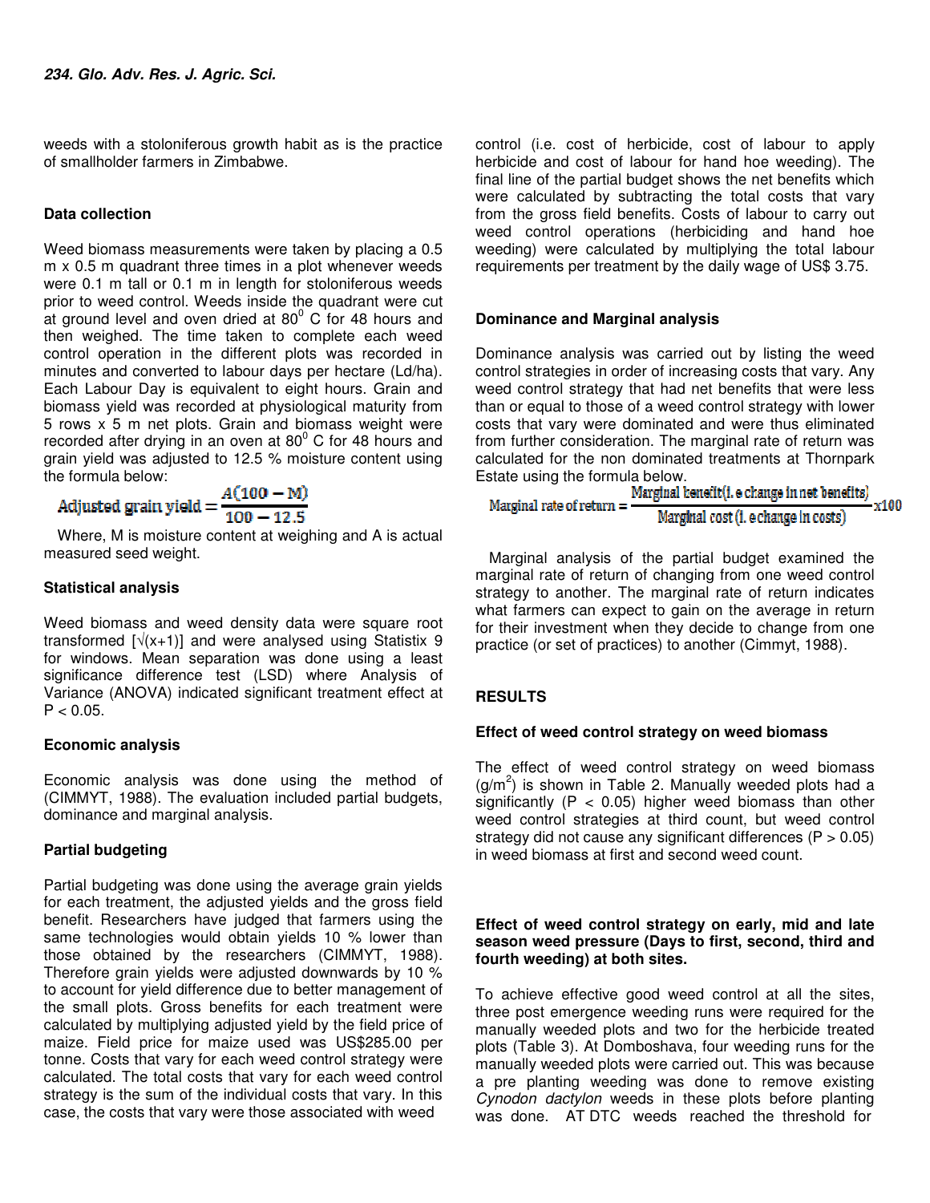weeds with a stoloniferous growth habit as is the practice of smallholder farmers in Zimbabwe.

### Data collection

Weed biomass measurements were taken by placing a 0.5 m x 0.5 m quadrant three times in a plot whenever weeds were 0.1 m tall or 0.1 m in length for stoloniferous weeds prior to weed control. Weeds inside the quadrant were cut at ground level and oven dried at $80^0$ C for 48 hours and then weighed. The time taken to complete each weed control operation in the different plots was recorded in minutes and converted to labour days per hectare (Ld/ha). Each Labour Day is equivalent to eight hours. Grain and biomass yield was recorded at physiological maturity from 5 rows x 5 m net plots. Grain and biomass weight were recorded after drying in an oven at $80^0$ C for 48 hours and grain yield was adjusted to 12.5 % moisture content using the formula below:

$$\text{Adjusted grain yield} = \frac{A(100 - M)}{100 - 12.5}$$

Where, M is moisture content at weighing and A is actual measured seed weight.

### Statistical analysis

Weed biomass and weed density data were square root transformed [$\sqrt{(x+1)}$] and were analysed using Statistix 9 for windows. Mean separation was done using a least significance difference test (LSD) where Analysis of Variance (ANOVA) indicated significant treatment effect at $P < 0.05$.

### Economic analysis

Economic analysis was done using the method of (CIMMYT, 1988). The evaluation included partial budgets, dominance and marginal analysis.

### Partial budgeting

Partial budgeting was done using the average grain yields for each treatment, the adjusted yields and the gross field benefit. Researchers have judged that farmers using the same technologies would obtain yields 10 % lower than those obtained by the researchers (CIMMYT, 1988). Therefore grain yields were adjusted downwards by 10 % to account for yield difference due to better management of the small plots. Gross benefits for each treatment were calculated by multiplying adjusted yield by the field price of maize. Field price for maize used was US$285.00 per tonne. Costs that vary for each weed control strategy were calculated. The total costs that vary for each weed control strategy is the sum of the individual costs that vary. In this case, the costs that vary were those associated with weed control (i.e. cost of herbicide, cost of labour to apply herbicide and cost of labour for hand hoe weeding). The final line of the partial budget shows the net benefits which were calculated by subtracting the total costs that vary from the gross field benefits. Costs of labour to carry out weed control operations (herbiciding and hand hoe weeding) were calculated by multiplying the total labour requirements per treatment by the daily wage of US$ 3.75.

### Dominance and Marginal analysis

Dominance analysis was carried out by listing the weed control strategies in order of increasing costs that vary. Any weed control strategy that had net benefits that were less than or equal to those of a weed control strategy with lower costs that vary were dominated and were thus eliminated from further consideration. The marginal rate of return was calculated for the non dominated treatments at Thornpark Estate using the formula below.

$$\text{Marginal rate of return} = \frac{\text{Marginal benefit (i. e change in net benefits)}}{\text{Marginal cost (i. e change in costs)}} \times 100$$

Marginal analysis of the partial budget examined the marginal rate of return of changing from one weed control strategy to another. The marginal rate of return indicates what farmers can expect to gain on the average in return for their investment when they decide to change from one practice (or set of practices) to another (Cimmyt, 1988).

## RESULTS

### Effect of weed control strategy on weed biomass

The effect of weed control strategy on weed biomass ($g/m^2$) is shown in Table 2. Manually weeded plots had a significantly ($P < 0.05$) higher weed biomass than other weed control strategies at third count, but weed control strategy did not cause any significant differences ($P > 0.05$) in weed biomass at first and second weed count.

### Effect of weed control strategy on early, mid and late season weed pressure (Days to first, second, third and fourth weeding) at both sites.

To achieve effective good weed control at all the sites, three post emergence weeding runs were required for the manually weeded plots and two for the herbicide treated plots (Table 3). At Domboshava, four weeding runs for the manually weeded plots were carried out. This was because a pre planting weeding was done to remove existing *Cynodon dactylon* weeds in these plots before planting was done. AT DTC weeds reached the threshold for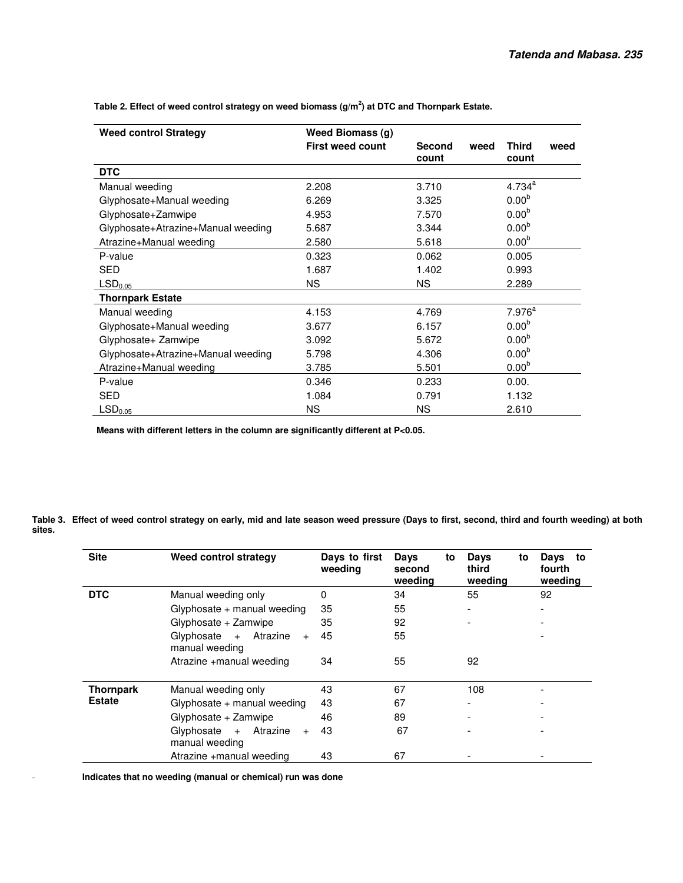**Table 2. Effect of weed control strategy on weed biomass ($g/m^2$) at DTC and Thornpark Estate.**

| Weed control Strategy | Weed Biomass (g) | | |
|---|---|---|---|
| | First weed count | Second weed count | Third weed count |
| **DTC** | | | |
| Manual weeding | 2.208 | 3.710 | 4.734[a] |
| Glyphosate+Manual weeding | 6.269 | 3.325 | 0.00[b] |
| Glyphosate+Zamwipe | 4.953 | 7.570 | 0.00[b] |
| Glyphosate+Atrazine+Manual weeding | 5.687 | 3.344 | 0.00[b] |
| Atrazine+Manual weeding | 2.580 | 5.618 | 0.00[b] |
| P-value | 0.323 | 0.062 | 0.005 |
| SED | 1.687 | 1.402 | 0.993 |
| $LSD_{0.05}$ | NS | NS | 2.289 |
| **Thornpark Estate** | | | |
| Manual weeding | 4.153 | 4.769 | 7.976[a] |
| Glyphosate+Manual weeding | 3.677 | 6.157 | 0.00[b] |
| Glyphosate+ Zamwipe | 3.092 | 5.672 | 0.00[b] |
| Glyphosate+Atrazine+Manual weeding | 5.798 | 4.306 | 0.00[b] |
| Atrazine+Manual weeding | 3.785 | 5.501 | 0.00[b] |
| P-value | 0.346 | 0.233 | 0.00. |
| SED | 1.084 | 0.791 | 1.132 |
| $LSD_{0.05}$ | NS | NS | 2.610 |

**Means with different letters in the column are significantly different at P<0.05.**

**Table 3. Effect of weed control strategy on early, mid and late season weed pressure (Days to first, second, third and fourth weeding) at both sites.**

| Site | Weed control strategy | Days to first weeding | Days to second weeding | Days to third weeding | Days to fourth weeding |
|---|---|---|---|---|---|
| **DTC** | Manual weeding only | 0 | 34 | 55 | 92 |
| | Glyphosate + manual weeding | 35 | 55 | - | - |
| | Glyphosate + Zamwipe | 35 | 92 | - | - |
| | Glyphosate + Atrazine + manual weeding | 45 | 55 | | - |
| | Atrazine +manual weeding | 34 | 55 | 92 | |
| **Thornpark Estate** | Manual weeding only | 43 | 67 | 108 | - |
| | Glyphosate + manual weeding | 43 | 67 | - | - |
| | Glyphosate + Zamwipe | 46 | 89 | - | - |
| | Glyphosate + Atrazine + manual weeding | 43 | 67 | - | - |
| | Atrazine +manual weeding | 43 | 67 | - | - |

\- **Indicates that no weeding (manual or chemical) run was done**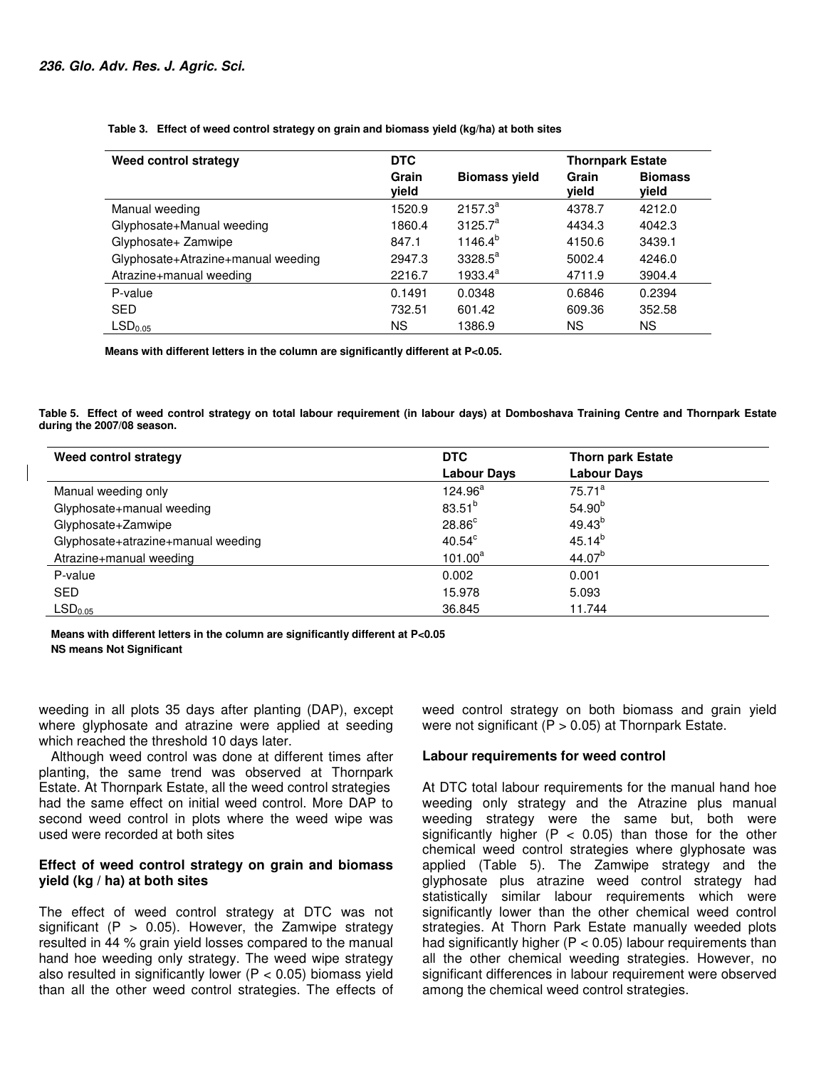**Table 3. Effect of weed control strategy on grain and biomass yield (kg/ha) at both sites**

| Weed control strategy | DTC | | Thornpark Estate | |
|---|---|---|---|---|
| | Grain yield | Biomass yield | Grain yield | Biomass yield |
| Manual weeding | 1520.9 | 2157.3[a] | 4378.7 | 4212.0 |
| Glyphosate+Manual weeding | 1860.4 | 3125.7[a] | 4434.3 | 4042.3 |
| Glyphosate+ Zamwipe | 847.1 | 1146.4[b] | 4150.6 | 3439.1 |
| Glyphosate+Atrazine+manual weeding | 2947.3 | 3328.5[a] | 5002.4 | 4246.0 |
| Atrazine+manual weeding | 2216.7 | 1933.4[a] | 4711.9 | 3904.4 |
| P-value | 0.1491 | 0.0348 | 0.6846 | 0.2394 |
| SED | 732.51 | 601.42 | 609.36 | 352.58 |
| $LSD_{0.05}$ | NS | 1386.9 | NS | NS |

**Means with different letters in the column are significantly different at P<0.05.**

**Table 5. Effect of weed control strategy on total labour requirement (in labour days) at Domboshava Training Centre and Thornpark Estate during the 2007/08 season.**

| Weed control strategy | DTC | Thorn park Estate |
|---|---|---|
| | Labour Days | Labour Days |
| Manual weeding only | 124.96[a] | 75.71[a] |
| Glyphosate+manual weeding | 83.51[b] | 54.90[b] |
| Glyphosate+Zamwipe | 28.86[c] | 49.43[b] |
| Glyphosate+atrazine+manual weeding | 40.54[c] | 45.14[b] |
| Atrazine+manual weeding | 101.00[a] | 44.07[b] |
| P-value | 0.002 | 0.001 |
| SED | 15.978 | 5.093 |
| $LSD_{0.05}$ | 36.845 | 11.744 |

**Means with different letters in the column are significantly different at P<0.05**
**NS means Not Significant**

weeding in all plots 35 days after planting (DAP), except where glyphosate and atrazine were applied at seeding which reached the threshold 10 days later.

Although weed control was done at different times after planting, the same trend was observed at Thornpark Estate. At Thornpark Estate, all the weed control strategies had the same effect on initial weed control. More DAP to second weed control in plots where the weed wipe was used were recorded at both sites

### Effect of weed control strategy on grain and biomass yield (kg / ha) at both sites

The effect of weed control strategy at DTC was not significant ($P > 0.05$). However, the Zamwipe strategy resulted in 44 % grain yield losses compared to the manual hand hoe weeding only strategy. The weed wipe strategy also resulted in significantly lower ($P < 0.05$) biomass yield than all the other weed control strategies. The effects of weed control strategy on both biomass and grain yield were not significant ($P > 0.05$) at Thornpark Estate.

### Labour requirements for weed control

At DTC total labour requirements for the manual hand hoe weeding only strategy and the Atrazine plus manual weeding strategy were the same but, both were significantly higher ($P < 0.05$) than those for the other chemical weed control strategies where glyphosate was applied (Table 5). The Zamwipe strategy and the glyphosate plus atrazine weed control strategy had statistically similar labour requirements which were significantly lower than the other chemical weed control strategies. At Thorn Park Estate manually weeded plots had significantly higher ($P < 0.05$) labour requirements than all the other chemical weeding strategies. However, no significant differences in labour requirement were observed among the chemical weed control strategies.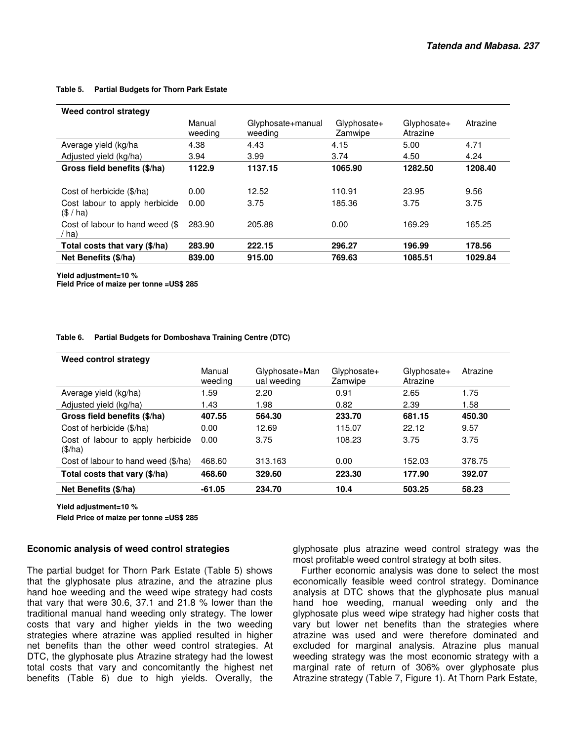**Table 5. Partial Budgets for Thorn Park Estate**

| Weed control strategy | Manual weeding | Glyphosate+manual weeding | Glyphosate+ Zamwipe | Glyphosate+ Atrazine | Atrazine |
|---|---|---|---|---|---|
| Average yield (kg/ha | 4.38 | 4.43 | 4.15 | 5.00 | 4.71 |
| Adjusted yield (kg/ha) | 3.94 | 3.99 | 3.74 | 4.50 | 4.24 |
| **Gross field benefits ($/ha)** | **1122.9** | **1137.15** | **1065.90** | **1282.50** | **1208.40** |
| Cost of herbicide ($/ha) | 0.00 | 12.52 | 110.91 | 23.95 | 9.56 |
| Cost labour to apply herbicide ($ / ha) | 0.00 | 3.75 | 185.36 | 3.75 | 3.75 |
| Cost of labour to hand weed ($ / ha) | 283.90 | 205.88 | 0.00 | 169.29 | 165.25 |
| **Total costs that vary ($/ha)** | **283.90** | **222.15** | **296.27** | **196.99** | **178.56** |
| **Net Benefits ($/ha)** | **839.00** | **915.00** | **769.63** | **1085.51** | **1029.84** |

**Yield adjustment=10 %**
**Field Price of maize per tonne =US$ 285**

**Table 6. Partial Budgets for Domboshava Training Centre (DTC)**

| Weed control strategy | Manual weeding | Glyphosate+Manual weeding | Glyphosate+ Zamwipe | Glyphosate+ Atrazine | Atrazine |
|---|---|---|---|---|---|
| Average yield (kg/ha) | 1.59 | 2.20 | 0.91 | 2.65 | 1.75 |
| Adjusted yield (kg/ha) | 1.43 | 1.98 | 0.82 | 2.39 | 1.58 |
| **Gross field benefits ($/ha)** | **407.55** | **564.30** | **233.70** | **681.15** | **450.30** |
| Cost of herbicide ($/ha) | 0.00 | 12.69 | 115.07 | 22.12 | 9.57 |
| Cost of labour to apply herbicide ($/ha) | 0.00 | 3.75 | 108.23 | 3.75 | 3.75 |
| Cost of labour to hand weed ($/ha) | 468.60 | 313.163 | 0.00 | 152.03 | 378.75 |
| **Total costs that vary ($/ha)** | **468.60** | **329.60** | **223.30** | **177.90** | **392.07** |
| **Net Benefits ($/ha)** | **-61.05** | **234.70** | **10.4** | **503.25** | **58.23** |

**Yield adjustment=10 %**
**Field Price of maize per tonne =US$ 285**

## Economic analysis of weed control strategies

The partial budget for Thorn Park Estate (Table 5) shows that the glyphosate plus atrazine, and the atrazine plus hand hoe weeding and the weed wipe strategy had costs that vary that were 30.6, 37.1 and 21.8 % lower than the traditional manual hand weeding only strategy. The lower costs that vary and higher yields in the two weeding strategies where atrazine was applied resulted in higher net benefits than the other weed control strategies. At DTC, the glyphosate plus Atrazine strategy had the lowest total costs that vary and concomitantly the highest net benefits (Table 6) due to high yields. Overally, the glyphosate plus atrazine weed control strategy was the most profitable weed control strategy at both sites.

Further economic analysis was done to select the most economically feasible weed control strategy. Dominance analysis at DTC shows that the glyphosate plus manual hand hoe weeding, manual weeding only and the glyphosate plus weed wipe strategy had higher costs that vary but lower net benefits than the strategies where atrazine was used and were therefore dominated and excluded for marginal analysis. Atrazine plus manual weeding strategy was the most economic strategy with a marginal rate of return of 306% over glyphosate plus Atrazine strategy (Table 7, Figure 1). At Thorn Park Estate,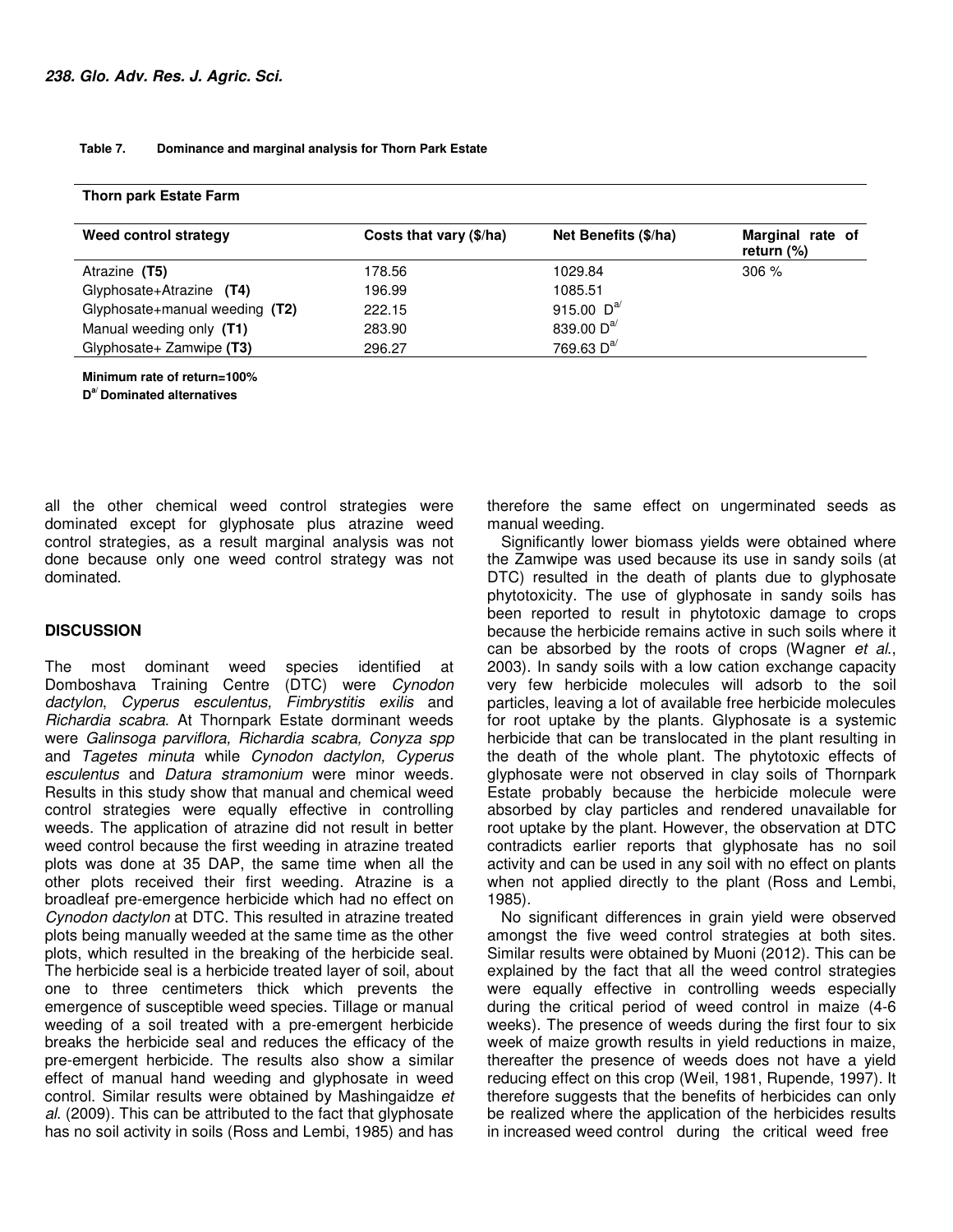**Table 7.** Dominance and marginal analysis for Thorn Park Estate

| Thorn park Estate Farm | | | |
|---|---|---|---|
| **Weed control strategy** | **Costs that vary ($/ha)** | **Net Benefits ($/ha)** | **Marginal rate of return (%)** |
| Atrazine **(T5)** | 178.56 | 1029.84 | 306 % |
| Glyphosate+Atrazine **(T4)** | 196.99 | 1085.51 | |
| Glyphosate+manual weeding **(T2)** | 222.15 | 915.00 D[a/] | |
| Manual weeding only **(T1)** | 283.90 | 839.00 D[a/] | |
| Glyphosate+ Zamwipe **(T3)** | 296.27 | 769.63 D[a/] | |

**Minimum rate of return=100%**
**D[a/] Dominated alternatives**

all the other chemical weed control strategies were dominated except for glyphosate plus atrazine weed control strategies, as a result marginal analysis was not done because only one weed control strategy was not dominated.

## DISCUSSION

The most dominant weed species identified at Domboshava Training Centre (DTC) were *Cynodon dactylon*, *Cyperus esculentus, Fimbrystitis exilis* and *Richardia scabra*. At Thornpark Estate dominant weeds were *Galinsoga parviflora, Richardia scabra, Conyza spp* and *Tagetes minuta* while *Cynodon dactylon, Cyperus esculentus* and *Datura stramonium* were minor weeds. Results in this study show that manual and chemical weed control strategies were equally effective in controlling weeds. The application of atrazine did not result in better weed control because the first weeding in atrazine treated plots was done at 35 DAP, the same time when all the other plots received their first weeding. Atrazine is a broadleaf pre-emergence herbicide which had no effect on *Cynodon dactylon* at DTC. This resulted in atrazine treated plots being manually weeded at the same time as the other plots, which resulted in the breaking of the herbicide seal. The herbicide seal is a herbicide treated layer of soil, about one to three centimeters thick which prevents the emergence of susceptible weed species. Tillage or manual weeding of a soil treated with a pre-emergent herbicide breaks the herbicide seal and reduces the efficacy of the pre-emergent herbicide. The results also show a similar effect of manual hand weeding and glyphosate in weed control. Similar results were obtained by Mashingaidze *et al*. (2009). This can be attributed to the fact that glyphosate has no soil activity in soils (Ross and Lembi, 1985) and has therefore the same effect on ungerminated seeds as manual weeding.

Significantly lower biomass yields were obtained where the Zamwipe was used because its use in sandy soils (at DTC) resulted in the death of plants due to glyphosate phytotoxicity. The use of glyphosate in sandy soils has been reported to result in phytotoxic damage to crops because the herbicide remains active in such soils where it can be absorbed by the roots of crops (Wagner *et al*., 2003). In sandy soils with a low cation exchange capacity very few herbicide molecules will adsorb to the soil particles, leaving a lot of available free herbicide molecules for root uptake by the plants. Glyphosate is a systemic herbicide that can be translocated in the plant resulting in the death of the whole plant. The phytotoxic effects of glyphosate were not observed in clay soils of Thornpark Estate probably because the herbicide molecule were absorbed by clay particles and rendered unavailable for root uptake by the plant. However, the observation at DTC contradicts earlier reports that glyphosate has no soil activity and can be used in any soil with no effect on plants when not applied directly to the plant (Ross and Lembi, 1985).

No significant differences in grain yield were observed amongst the five weed control strategies at both sites. Similar results were obtained by Muoni (2012). This can be explained by the fact that all the weed control strategies were equally effective in controlling weeds especially during the critical period of weed control in maize (4-6 weeks). The presence of weeds during the first four to six week of maize growth results in yield reductions in maize, thereafter the presence of weeds does not have a yield reducing effect on this crop (Weil, 1981, Rupende, 1997). It therefore suggests that the benefits of herbicides can only be realized where the application of the herbicides results in increased weed control during the critical weed free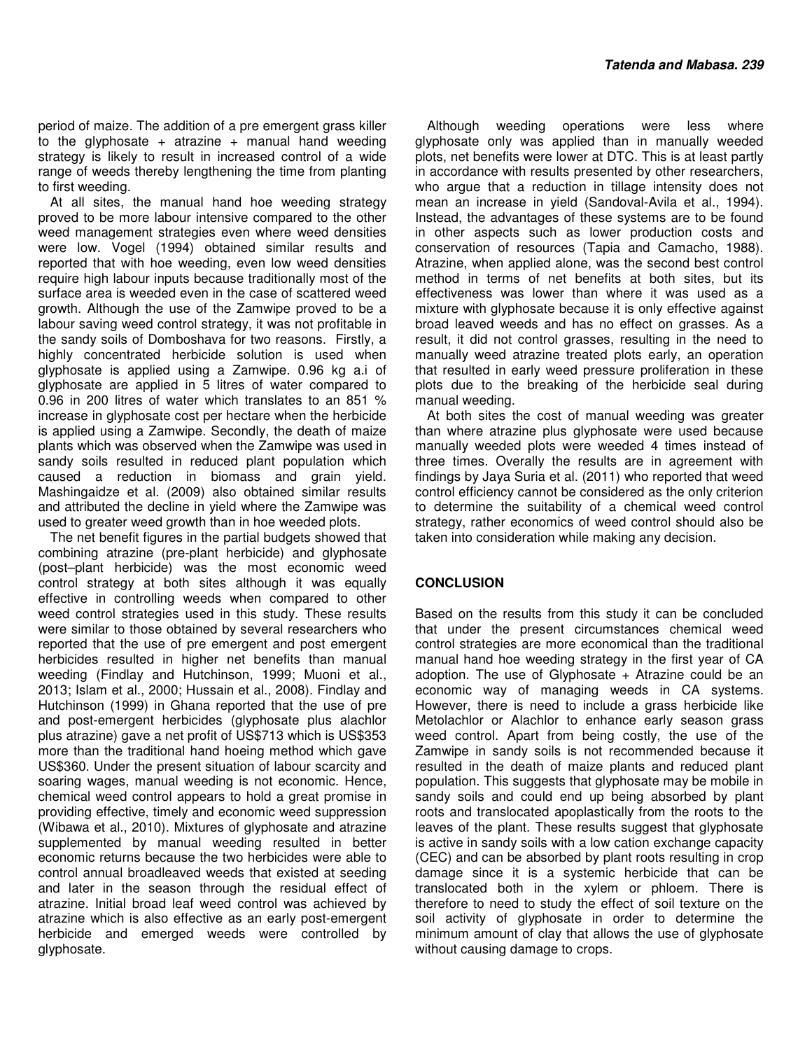period of maize. The addition of a pre emergent grass killer to the glyphosate + atrazine + manual hand weeding strategy is likely to result in increased control of a wide range of weeds thereby lengthening the time from planting to first weeding.

At all sites, the manual hand hoe weeding strategy proved to be more labour intensive compared to the other weed management strategies even where weed densities were low. Vogel (1994) obtained similar results and reported that with hoe weeding, even low weed densities require high labour inputs because traditionally most of the surface area is weeded even in the case of scattered weed growth. Although the use of the Zamwipe proved to be a labour saving weed control strategy, it was not profitable in the sandy soils of Domboshava for two reasons. Firstly, a highly concentrated herbicide solution is used when glyphosate is applied using a Zamwipe. 0.96 kg a.i of glyphosate are applied in 5 litres of water compared to 0.96 in 200 litres of water which translates to an 851 % increase in glyphosate cost per hectare when the herbicide is applied using a Zamwipe. Secondly, the death of maize plants which was observed when the Zamwipe was used in sandy soils resulted in reduced plant population which caused a reduction in biomass and grain yield. Mashingaidze et al. (2009) also obtained similar results and attributed the decline in yield where the Zamwipe was used to greater weed growth than in hoe weeded plots.

The net benefit figures in the partial budgets showed that combining atrazine (pre-plant herbicide) and glyphosate (post–plant herbicide) was the most economic weed control strategy at both sites although it was equally effective in controlling weeds when compared to other weed control strategies used in this study. These results were similar to those obtained by several researchers who reported that the use of pre emergent and post emergent herbicides resulted in higher net benefits than manual weeding (Findlay and Hutchinson, 1999; Muoni et al., 2013; Islam et al., 2000; Hussain et al., 2008). Findlay and Hutchinson (1999) in Ghana reported that the use of pre and post-emergent herbicides (glyphosate plus alachlor plus atrazine) gave a net profit of US$713 which is US$353 more than the traditional hand hoeing method which gave US$360. Under the present situation of labour scarcity and soaring wages, manual weeding is not economic. Hence, chemical weed control appears to hold a great promise in providing effective, timely and economic weed suppression (Wibawa et al., 2010). Mixtures of glyphosate and atrazine supplemented by manual weeding resulted in better economic returns because the two herbicides were able to control annual broadleaved weeds that existed at seeding and later in the season through the residual effect of atrazine. Initial broad leaf weed control was achieved by atrazine which is also effective as an early post-emergent herbicide and emerged weeds were controlled by glyphosate.

Although weeding operations were less where glyphosate only was applied than in manually weeded plots, net benefits were lower at DTC. This is at least partly in accordance with results presented by other researchers, who argue that a reduction in tillage intensity does not mean an increase in yield (Sandoval-Avila et al., 1994). Instead, the advantages of these systems are to be found in other aspects such as lower production costs and conservation of resources (Tapia and Camacho, 1988). Atrazine, when applied alone, was the second best control method in terms of net benefits at both sites, but its effectiveness was lower than where it was used as a mixture with glyphosate because it is only effective against broad leaved weeds and has no effect on grasses. As a result, it did not control grasses, resulting in the need to manually weed atrazine treated plots early, an operation that resulted in early weed pressure proliferation in these plots due to the breaking of the herbicide seal during manual weeding.

At both sites the cost of manual weeding was greater than where atrazine plus glyphosate were used because manually weeded plots were weeded 4 times instead of three times. Overally the results are in agreement with findings by Jaya Suria et al. (2011) who reported that weed control efficiency cannot be considered as the only criterion to determine the suitability of a chemical weed control strategy, rather economics of weed control should also be taken into consideration while making any decision.

## CONCLUSION

Based on the results from this study it can be concluded that under the present circumstances chemical weed control strategies are more economical than the traditional manual hand hoe weeding strategy in the first year of CA adoption. The use of Glyphosate + Atrazine could be an economic way of managing weeds in CA systems. However, there is need to include a grass herbicide like Metolachlor or Alachlor to enhance early season grass weed control. Apart from being costly, the use of the Zamwipe in sandy soils is not recommended because it resulted in the death of maize plants and reduced plant population. This suggests that glyphosate may be mobile in sandy soils and could end up being absorbed by plant roots and translocated apoplastically from the roots to the leaves of the plant. These results suggest that glyphosate is active in sandy soils with a low cation exchange capacity (CEC) and can be absorbed by plant roots resulting in crop damage since it is a systemic herbicide that can be translocated both in the xylem or phloem. There is therefore to need to study the effect of soil texture on the soil activity of glyphosate in order to determine the minimum amount of clay that allows the use of glyphosate without causing damage to crops.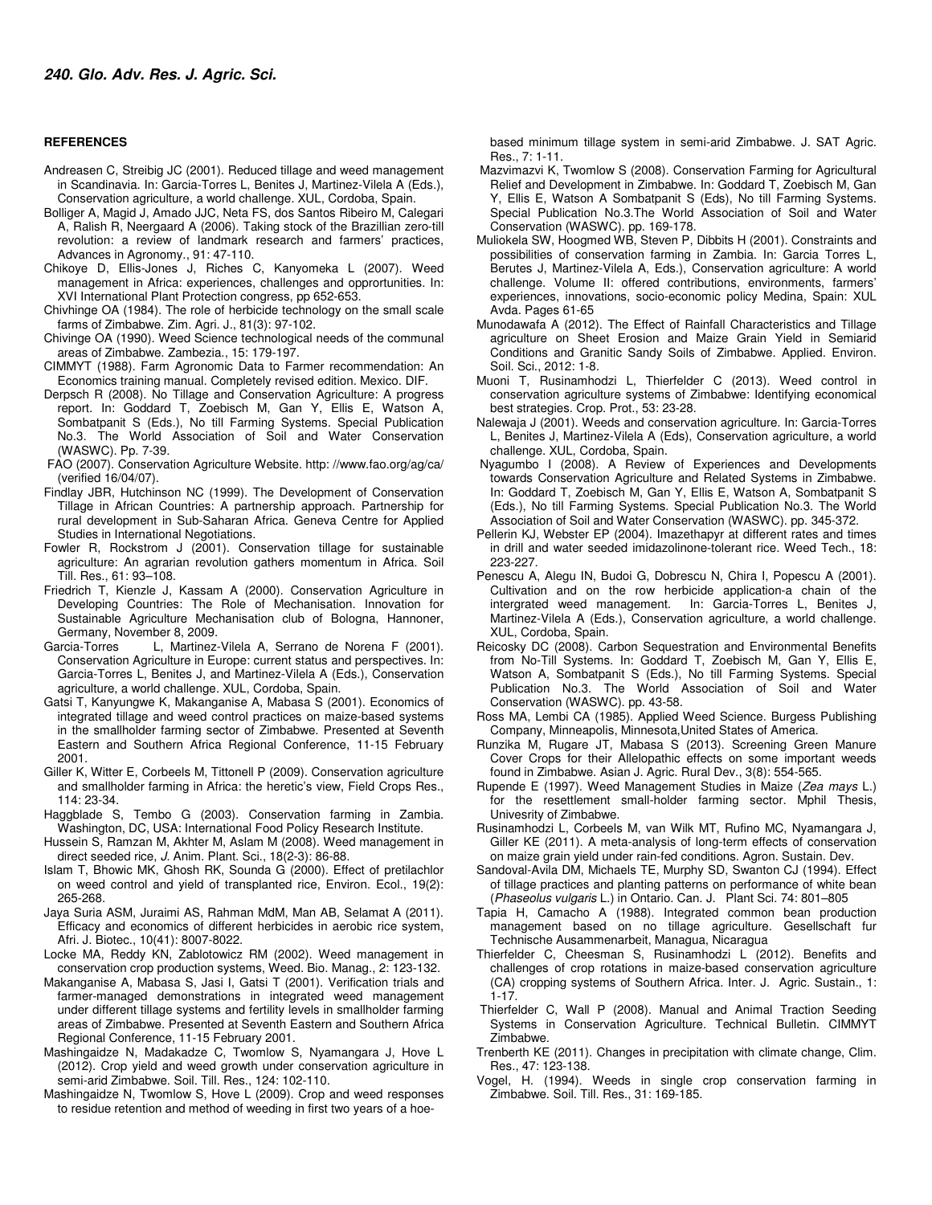**REFERENCES**

Andreasen C, Streibig JC (2001). Reduced tillage and weed management in Scandinavia. In: Garcia-Torres L, Benites J, Martinez-Vilela A (Eds.), Conservation agriculture, a world challenge. XUL, Cordoba, Spain.

Bolliger A, Magid J, Amado JJC, Neta FS, dos Santos Ribeiro M, Calegari A, Ralish R, Neergaard A (2006). Taking stock of the Brazillian zero-till revolution: a review of landmark research and farmers' practices, Advances in Agronomy., 91: 47-110.

Chikoye D, Ellis-Jones J, Riches C, Kanyomeka L (2007). Weed management in Africa: experiences, challenges and opprortunities. In: XVI International Plant Protection congress, pp 652-653.

Chivhinge OA (1984). The role of herbicide technology on the small scale farms of Zimbabwe. Zim. Agri. J., 81(3): 97-102.

Chivinge OA (1990). Weed Science technological needs of the communal areas of Zimbabwe. Zambezia., 15: 179-197.

CIMMYT (1988). Farm Agronomic Data to Farmer recommendation: An Economics training manual. Completely revised edition. Mexico. DIF.

Derpsch R (2008). No Tillage and Conservation Agriculture: A progress report. In: Goddard T, Zoebisch M, Gan Y, Ellis E, Watson A, Sombatpanit S (Eds.), No till Farming Systems. Special Publication No.3. The World Association of Soil and Water Conservation (WASWC). Pp. 7-39.

FAO (2007). Conservation Agriculture Website. http: //www.fao.org/ag/ca/ (verified 16/04/07).

Findlay JBR, Hutchinson NC (1999). The Development of Conservation Tillage in African Countries: A partnership approach. Partnership for rural development in Sub-Saharan Africa. Geneva Centre for Applied Studies in International Negotiations.

Fowler R, Rockstrom J (2001). Conservation tillage for sustainable agriculture: An agrarian revolution gathers momentum in Africa. Soil Till. Res., 61: 93–108.

Friedrich T, Kienzle J, Kassam A (2000). Conservation Agriculture in Developing Countries: The Role of Mechanisation. Innovation for Sustainable Agriculture Mechanisation club of Bologna, Hannoner, Germany, November 8, 2009.

Garcia-Torres L, Martinez-Vilela A, Serrano de Norena F (2001). Conservation Agriculture in Europe: current status and perspectives. In: Garcia-Torres L, Benites J, and Martinez-Vilela A (Eds.), Conservation agriculture, a world challenge. XUL, Cordoba, Spain.

Gatsi T, Kanyungwe K, Makanganise A, Mabasa S (2001). Economics of integrated tillage and weed control practices on maize-based systems in the smallholder farming sector of Zimbabwe. Presented at Seventh Eastern and Southern Africa Regional Conference, 11-15 February 2001.

Giller K, Witter E, Corbeels M, Tittonell P (2009). Conservation agriculture and smallholder farming in Africa: the heretic's view, Field Crops Res., 114: 23-34.

Haggblade S, Tembo G (2003). Conservation farming in Zambia. Washington, DC, USA: International Food Policy Research Institute.

Hussein S, Ramzan M, Akhter M, Aslam M (2008). Weed management in direct seeded rice, *J.* Anim. Plant. Sci., 18(2-3): 86-88.

Islam T, Bhowic MK, Ghosh RK, Sounda G (2000). Effect of pretilachlor on weed control and yield of transplanted rice, Environ. Ecol., 19(2): 265-268.

Jaya Suria ASM, Juraimi AS, Rahman MdM, Man AB, Selamat A (2011). Efficacy and economics of different herbicides in aerobic rice system, Afri. J. Biotec., 10(41): 8007-8022.

Locke MA, Reddy KN, Zablotowicz RM (2002). Weed management in conservation crop production systems, Weed. Bio. Manag., 2: 123-132.

Makanganise A, Mabasa S, Jasi I, Gatsi T (2001). Verification trials and farmer-managed demonstrations in integrated weed management under different tillage systems and fertility levels in smallholder farming areas of Zimbabwe. Presented at Seventh Eastern and Southern Africa Regional Conference, 11-15 February 2001.

Mashingaidze N, Madakadze C, Twomlow S, Nyamangara J, Hove L (2012). Crop yield and weed growth under conservation agriculture in semi-arid Zimbabwe. Soil. Till. Res., 124: 102-110.

Mashingaidze N, Twomlow S, Hove L (2009). Crop and weed responses to residue retention and method of weeding in first two years of a hoe-based minimum tillage system in semi-arid Zimbabwe. J. SAT Agric. Res., 7: 1-11.

Mazvimazvi K, Twomlow S (2008). Conservation Farming for Agricultural Relief and Development in Zimbabwe. In: Goddard T, Zoebisch M, Gan Y, Ellis E, Watson A Sombatpanit S (Eds), No till Farming Systems. Special Publication No.3.The World Association of Soil and Water Conservation (WASWC). pp. 169-178.

Muliokela SW, Hoogmed WB, Steven P, Dibbits H (2001). Constraints and possibilities of conservation farming in Zambia. In: Garcia Torres L, Berutes J, Martinez-Vilela A, Eds.), Conservation agriculture: A world challenge. Volume II: offered contributions, environments, farmers' experiences, innovations, socio-economic policy Medina, Spain: XUL Avda. Pages 61-65

Munodawafa A (2012). The Effect of Rainfall Characteristics and Tillage agriculture on Sheet Erosion and Maize Grain Yield in Semiarid Conditions and Granitic Sandy Soils of Zimbabwe. Applied. Environ. Soil. Sci., 2012: 1-8.

Muoni T, Rusinamhodzi L, Thierfelder C (2013). Weed control in conservation agriculture systems of Zimbabwe: Identifying economical best strategies. Crop. Prot., 53: 23-28.

Nalewaja J (2001). Weeds and conservation agriculture. In: Garcia-Torres L, Benites J, Martinez-Vilela A (Eds), Conservation agriculture, a world challenge. XUL, Cordoba, Spain.

Nyagumbo I (2008). A Review of Experiences and Developments towards Conservation Agriculture and Related Systems in Zimbabwe. In: Goddard T, Zoebisch M, Gan Y, Ellis E, Watson A, Sombatpanit S (Eds.), No till Farming Systems. Special Publication No.3. The World Association of Soil and Water Conservation (WASWC). pp. 345-372.

Pellerin KJ, Webster EP (2004). Imazethapyr at different rates and times in drill and water seeded imidazolinone-tolerant rice. Weed Tech., 18: 223-227.

Penescu A, Alegu IN, Budoi G, Dobrescu N, Chira I, Popescu A (2001). Cultivation and on the row herbicide application-a chain of the intergrated weed management. In: Garcia-Torres L, Benites J, Martinez-Vilela A (Eds.), Conservation agriculture, a world challenge. XUL, Cordoba, Spain.

Reicosky DC (2008). Carbon Sequestration and Environmental Benefits from No-Till Systems. In: Goddard T, Zoebisch M, Gan Y, Ellis E, Watson A, Sombatpanit S (Eds.), No till Farming Systems. Special Publication No.3. The World Association of Soil and Water Conservation (WASWC). pp. 43-58.

Ross MA, Lembi CA (1985). Applied Weed Science. Burgess Publishing Company, Minneapolis, Minnesota,United States of America.

Runzika M, Rugare JT, Mabasa S (2013). Screening Green Manure Cover Crops for their Allelopathic effects on some important weeds found in Zimbabwe. Asian J. Agric. Rural Dev., 3(8): 554-565.

Rupende E (1997). Weed Management Studies in Maize (*Zea mays* L.) for the resettlement small-holder farming sector. Mphil Thesis, Univesrity of Zimbabwe.

Rusinamhodzi L, Corbeels M, van Wilk MT, Rufino MC, Nyamangara J, Giller KE (2011). A meta-analysis of long-term effects of conservation on maize grain yield under rain-fed conditions. Agron. Sustain. Dev.

Sandoval-Avila DM, Michaels TE, Murphy SD, Swanton CJ (1994). Effect of tillage practices and planting patterns on performance of white bean (*Phaseolus vulgaris* L.) in Ontario. Can. J. Plant Sci. 74: 801–805

Tapia H, Camacho A (1988). Integrated common bean production management based on no tillage agriculture. Gesellschaft fur Technische Ausammenarbeit, Managua, Nicaragua

Thierfelder C, Cheesman S, Rusinamhodzi L (2012). Benefits and challenges of crop rotations in maize-based conservation agriculture (CA) cropping systems of Southern Africa. Inter. J. Agric. Sustain., 1: 1-17.

Thierfelder C, Wall P (2008). Manual and Animal Traction Seeding Systems in Conservation Agriculture. Technical Bulletin. CIMMYT Zimbabwe.

Trenberth KE (2011). Changes in precipitation with climate change, Clim. Res., 47: 123-138.

Vogel, H. (1994). Weeds in single crop conservation farming in Zimbabwe. Soil. Till. Res., 31: 169-185.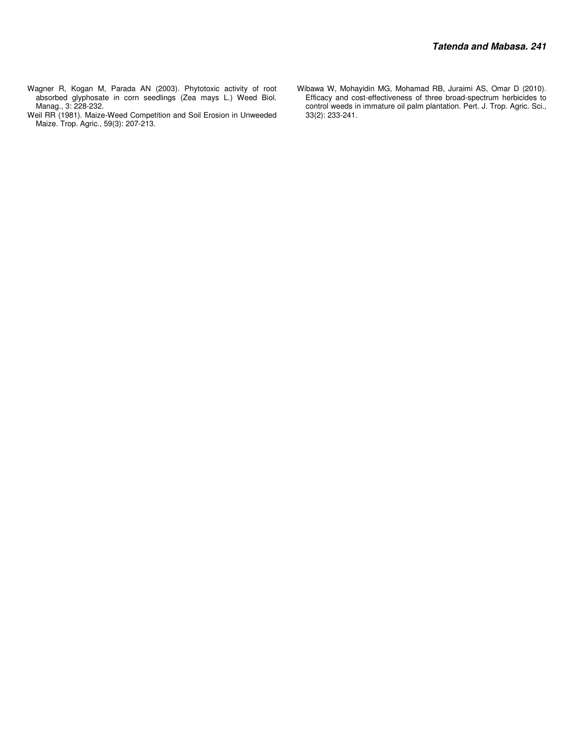Wagner R, Kogan M, Parada AN (2003). Phytotoxic activity of root absorbed glyphosate in corn seedlings (Zea mays L.) Weed Biol. Manag., 3: 228-232.

Weil RR (1981). Maize-Weed Competition and Soil Erosion in Unweeded Maize. Trop. Agric., 59(3): 207-213.

Wibawa W, Mohayidin MG, Mohamad RB, Juraimi AS, Omar D (2010). Efficacy and cost-effectiveness of three broad-spectrum herbicides to control weeds in immature oil palm plantation. Pert. J. Trop. Agric. Sci., 33(2): 233-241.